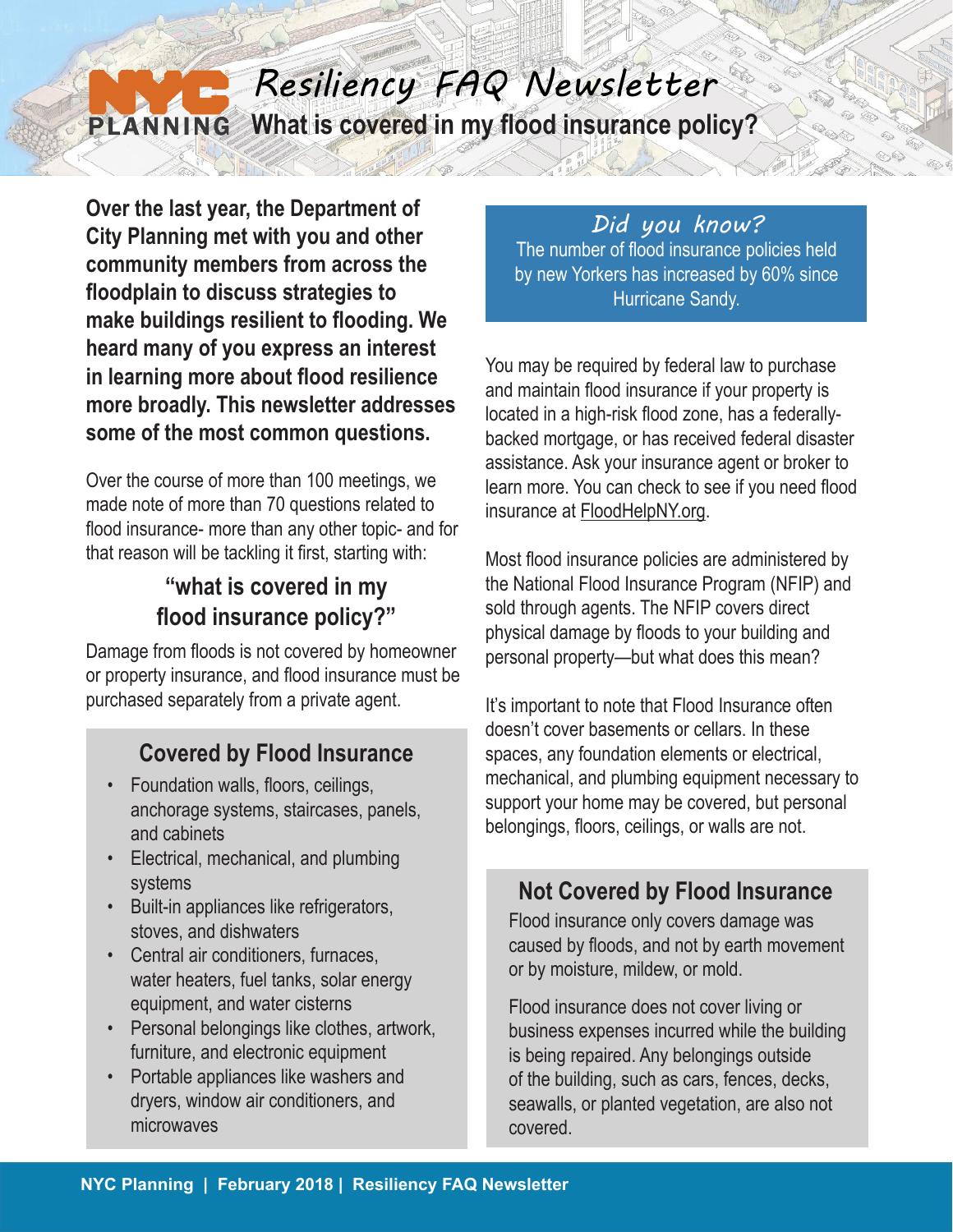# Resiliency FAQ Newsletter

## What is covered in my flood insurance policy?

**Over the last year, the Department of City Planning met with you and other community members from across the floodplain to discuss strategies to make buildings resilient to flooding. We heard many of you express an interest in learning more about flood resilience more broadly. This newsletter addresses some of the most common questions.**

Over the course of more than 100 meetings, we made note of more than 70 questions related to flood insurance- more than any other topic- and for that reason will be tackling it first, starting with:

### "what is covered in my flood insurance policy?"

Damage from floods is not covered by homeowner or property insurance, and flood insurance must be purchased separately from a private agent.

### Covered by Flood Insurance

- Foundation walls, floors, ceilings, anchorage systems, staircases, panels, and cabinets
- Electrical, mechanical, and plumbing systems
- Built-in appliances like refrigerators, stoves, and dishwaters
- Central air conditioners, furnaces, water heaters, fuel tanks, solar energy equipment, and water cisterns
- Personal belongings like clothes, artwork, furniture, and electronic equipment
- Portable appliances like washers and dryers, window air conditioners, and microwaves

### *Did you know?*

The number of flood insurance policies held by new Yorkers has increased by 60% since Hurricane Sandy.

You may be required by federal law to purchase and maintain flood insurance if your property is located in a high-risk flood zone, has a federally-backed mortgage, or has received federal disaster assistance. Ask your insurance agent or broker to learn more. You can check to see if you need flood insurance at FloodHelpNY.org.

Most flood insurance policies are administered by the National Flood Insurance Program (NFIP) and sold through agents. The NFIP covers direct physical damage by floods to your building and personal property—but what does this mean?

It's important to note that Flood Insurance often doesn't cover basements or cellars. In these spaces, any foundation elements or electrical, mechanical, and plumbing equipment necessary to support your home may be covered, but personal belongings, floors, ceilings, or walls are not.

### Not Covered by Flood Insurance

Flood insurance only covers damage was caused by floods, and not by earth movement or by moisture, mildew, or mold.

Flood insurance does not cover living or business expenses incurred while the building is being repaired. Any belongings outside of the building, such as cars, fences, decks, seawalls, or planted vegetation, are also not covered.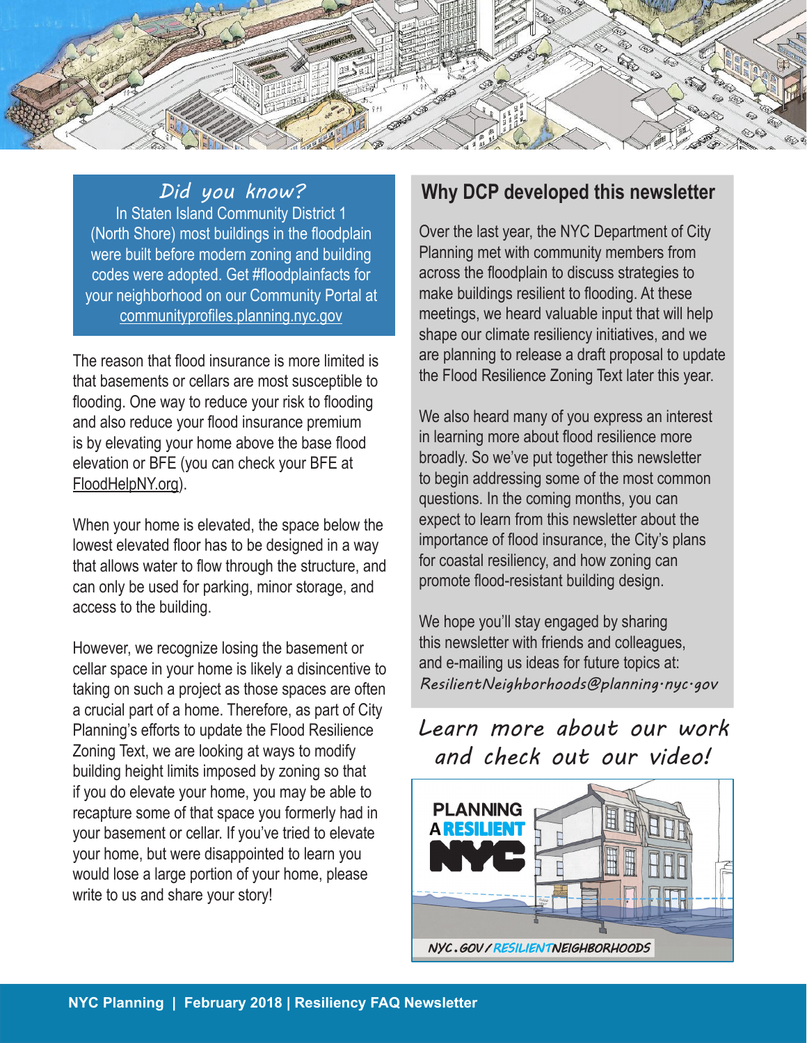### *Did you know?*

In Staten Island Community District 1 (North Shore) most buildings in the floodplain were built before modern zoning and building codes were adopted. Get #floodplainfacts for your neighborhood on our Community Portal at communityprofiles.planning.nyc.gov

The reason that flood insurance is more limited is that basements or cellars are most susceptible to flooding. One way to reduce your risk to flooding and also reduce your flood insurance premium is by elevating your home above the base flood elevation or BFE (you can check your BFE at FloodHelpNY.org).

When your home is elevated, the space below the lowest elevated floor has to be designed in a way that allows water to flow through the structure, and can only be used for parking, minor storage, and access to the building.

However, we recognize losing the basement or cellar space in your home is likely a disincentive to taking on such a project as those spaces are often a crucial part of a home. Therefore, as part of City Planning's efforts to update the Flood Resilience Zoning Text, we are looking at ways to modify building height limits imposed by zoning so that if you do elevate your home, you may be able to recapture some of that space you formerly had in your basement or cellar. If you've tried to elevate your home, but were disappointed to learn you would lose a large portion of your home, please write to us and share your story!

## Why DCP developed this newsletter

Over the last year, the NYC Department of City Planning met with community members from across the floodplain to discuss strategies to make buildings resilient to flooding. At these meetings, we heard valuable input that will help shape our climate resiliency initiatives, and we are planning to release a draft proposal to update the Flood Resilience Zoning Text later this year.

We also heard many of you express an interest in learning more about flood resilience more broadly. So we've put together this newsletter to begin addressing some of the most common questions. In the coming months, you can expect to learn from this newsletter about the importance of flood insurance, the City's plans for coastal resiliency, and how zoning can promote flood-resistant building design.

We hope you'll stay engaged by sharing this newsletter with friends and colleagues, and e-mailing us ideas for future topics at: *ResilientNeighborhoods@planning.nyc.gov*

*Learn more about our work and check out our video!*

PLANNING A RESILIENT NYC

NYC.GOV/RESILIENTNEIGHBORHOODS

**NYC Planning | February 2018 | Resiliency FAQ Newsletter**